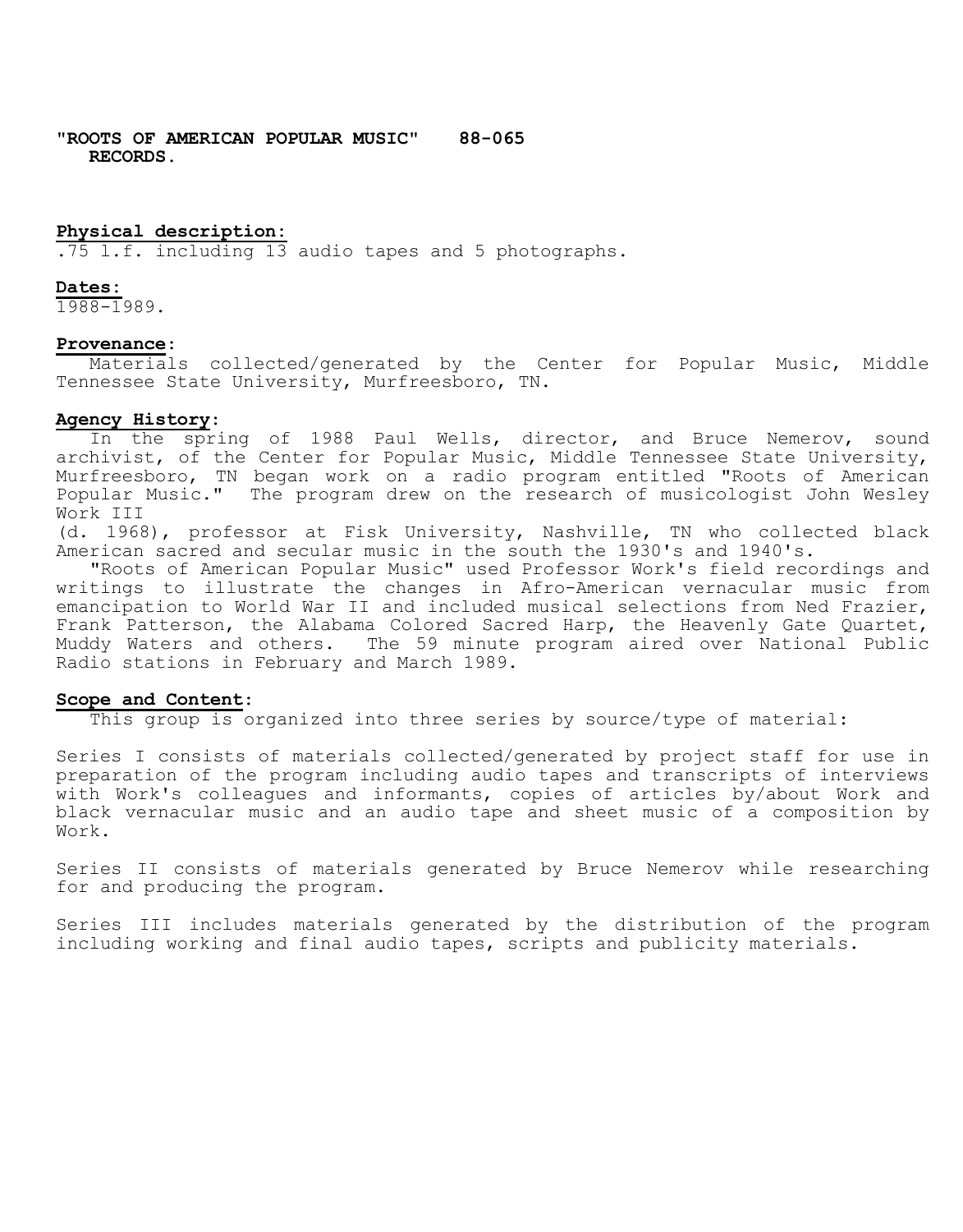**"ROOTS OF AMERICAN POPULAR MUSIC" 88-065**
**RECORDS.**

**Physical description:**
.75 l.f. including 13 audio tapes and 5 photographs.

**Dates:**
1988-1989.

**Provenance:**
Materials collected/generated by the Center for Popular Music, Middle Tennessee State University, Murfreesboro, TN.

**Agency History:**
In the spring of 1988 Paul Wells, director, and Bruce Nemerov, sound archivist, of the Center for Popular Music, Middle Tennessee State University, Murfreesboro, TN began work on a radio program entitled "Roots of American Popular Music." The program drew on the research of musicologist John Wesley Work III (d. 1968), professor at Fisk University, Nashville, TN who collected black American sacred and secular music in the south the 1930's and 1940's.

"Roots of American Popular Music" used Professor Work's field recordings and writings to illustrate the changes in Afro-American vernacular music from emancipation to World War II and included musical selections from Ned Frazier, Frank Patterson, the Alabama Colored Sacred Harp, the Heavenly Gate Quartet, Muddy Waters and others. The 59 minute program aired over National Public Radio stations in February and March 1989.

**Scope and Content:**
This group is organized into three series by source/type of material:

Series I consists of materials collected/generated by project staff for use in preparation of the program including audio tapes and transcripts of interviews with Work's colleagues and informants, copies of articles by/about Work and black vernacular music and an audio tape and sheet music of a composition by Work.

Series II consists of materials generated by Bruce Nemerov while researching for and producing the program.

Series III includes materials generated by the distribution of the program including working and final audio tapes, scripts and publicity materials.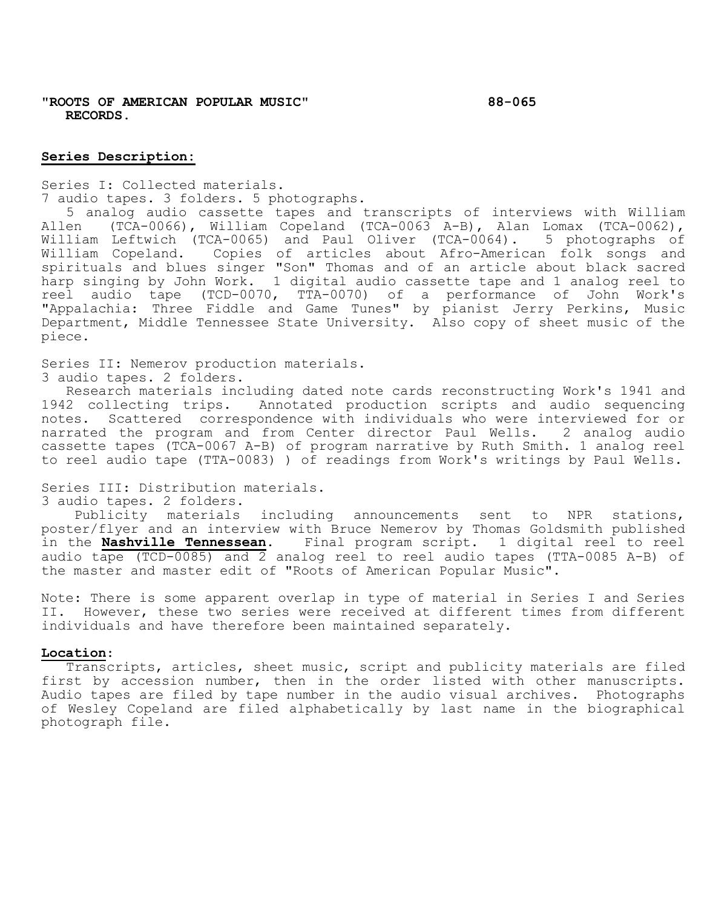**"ROOTS OF AMERICAN POPULAR MUSIC" RECORDS.** **88-065**

**Series Description:**

Series I: Collected materials.
7 audio tapes. 3 folders. 5 photographs.

5 analog audio cassette tapes and transcripts of interviews with William Allen (TCA-0066), William Copeland (TCA-0063 A-B), Alan Lomax (TCA-0062), William Leftwich (TCA-0065) and Paul Oliver (TCA-0064). 5 photographs of William Copeland. Copies of articles about Afro-American folk songs and spirituals and blues singer "Son" Thomas and of an article about black sacred harp singing by John Work. 1 digital audio cassette tape and 1 analog reel to reel audio tape (TCD-0070, TTA-0070) of a performance of John Work's "Appalachia: Three Fiddle and Game Tunes" by pianist Jerry Perkins, Music Department, Middle Tennessee State University. Also copy of sheet music of the piece.

Series II: Nemerov production materials.
3 audio tapes. 2 folders.

Research materials including dated note cards reconstructing Work's 1941 and 1942 collecting trips. Annotated production scripts and audio sequencing notes. Scattered correspondence with individuals who were interviewed for or narrated the program and from Center director Paul Wells. 2 analog audio cassette tapes (TCA-0067 A-B) of program narrative by Ruth Smith. 1 analog reel to reel audio tape (TTA-0083) ) of readings from Work's writings by Paul Wells.

Series III: Distribution materials.
3 audio tapes. 2 folders.

Publicity materials including announcements sent to NPR stations, poster/flyer and an interview with Bruce Nemerov by Thomas Goldsmith published in the **Nashville Tennessean**. Final program script. 1 digital reel to reel audio tape (TCD-0085) and 2 analog reel to reel audio tapes (TTA-0085 A-B) of the master and master edit of "Roots of American Popular Music".

Note: There is some apparent overlap in type of material in Series I and Series II. However, these two series were received at different times from different individuals and have therefore been maintained separately.

**Location:**

Transcripts, articles, sheet music, script and publicity materials are filed first by accession number, then in the order listed with other manuscripts. Audio tapes are filed by tape number in the audio visual archives. Photographs of Wesley Copeland are filed alphabetically by last name in the biographical photograph file.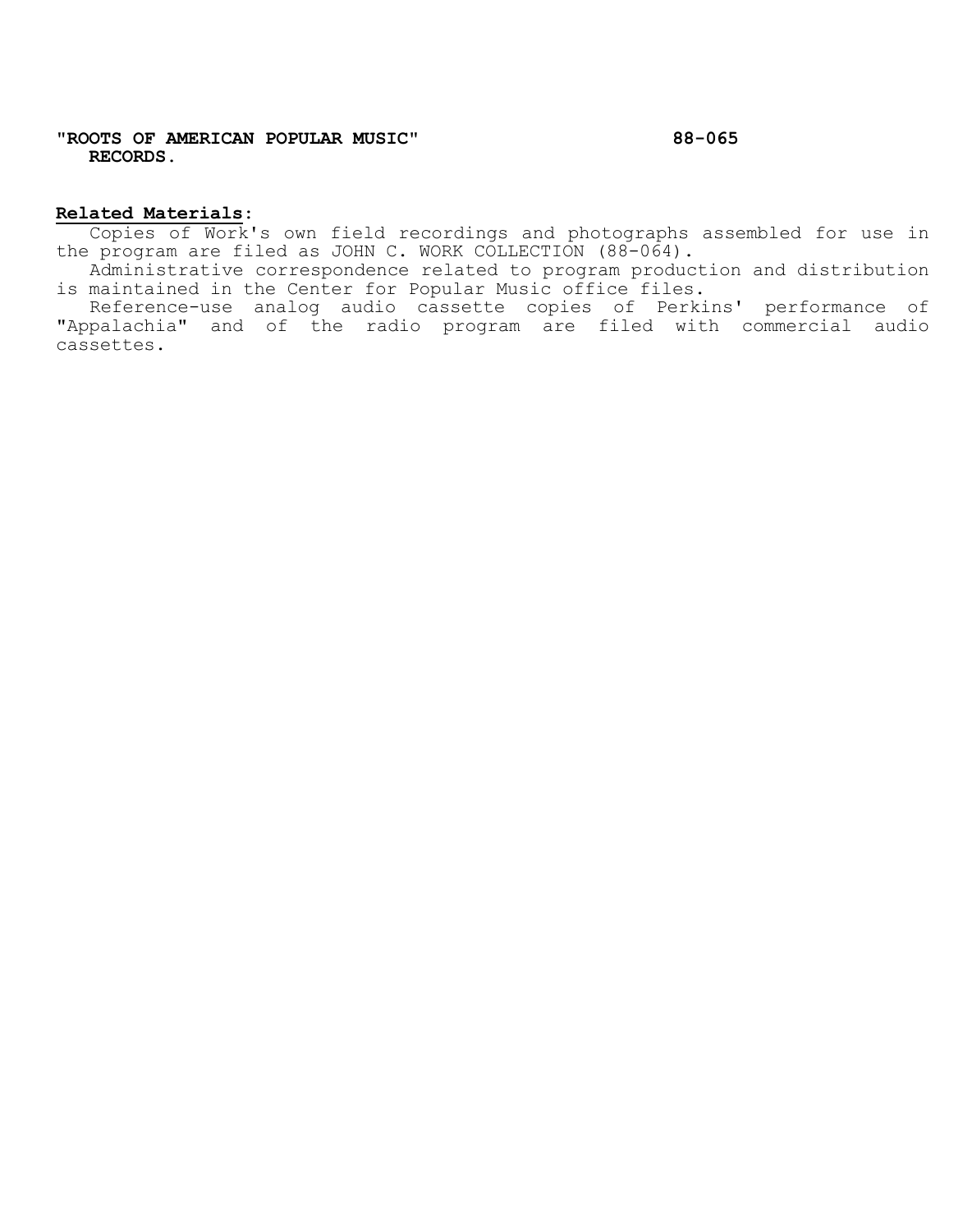**"ROOTS OF AMERICAN POPULAR MUSIC" RECORDS.** **88-065**

**Related Materials:**

Copies of Work's own field recordings and photographs assembled for use in the program are filed as JOHN C. WORK COLLECTION (88-064).

Administrative correspondence related to program production and distribution is maintained in the Center for Popular Music office files.

Reference-use analog audio cassette copies of Perkins' performance of "Appalachia" and of the radio program are filed with commercial audio cassettes.